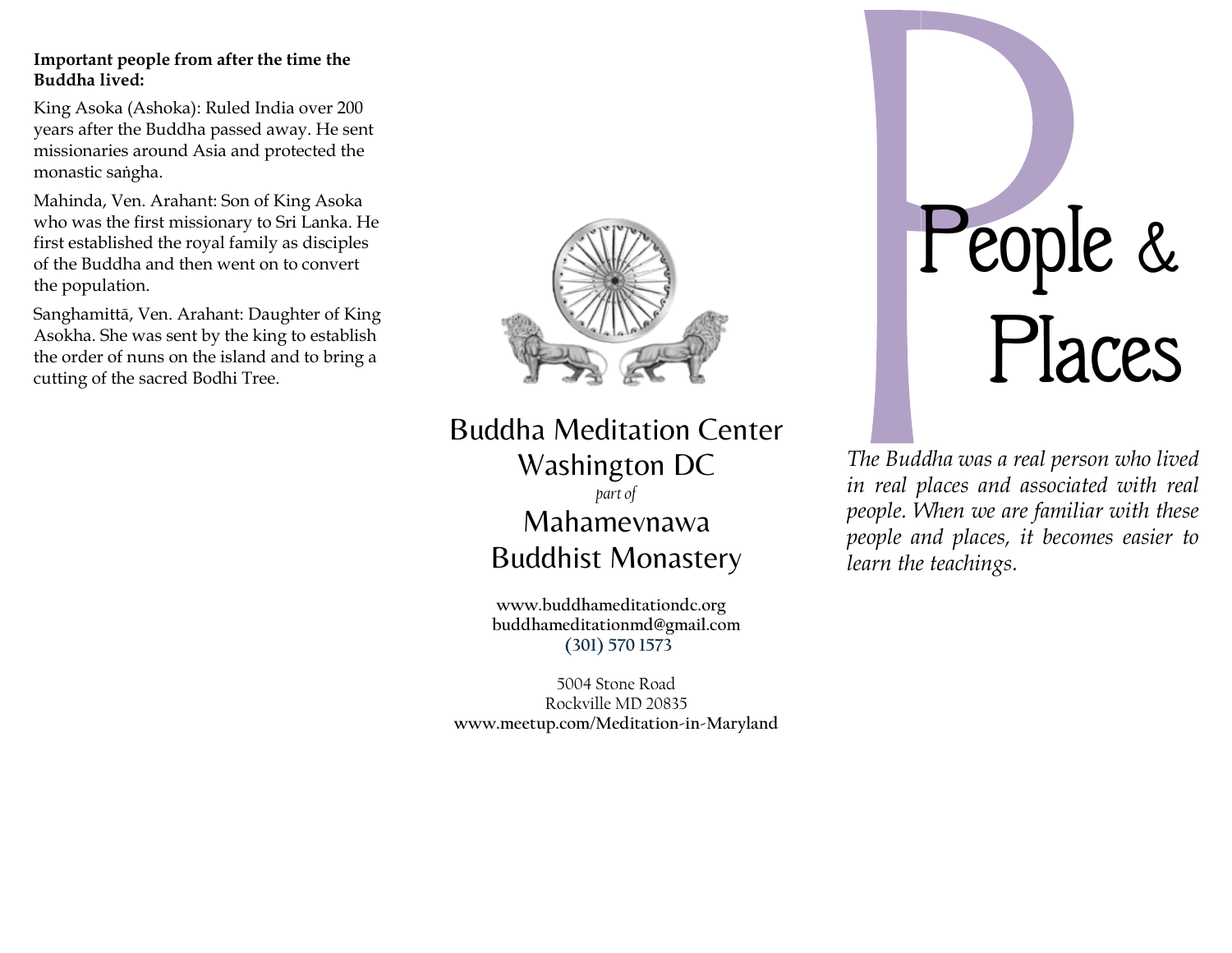**Important people from after the time the Buddha lived:**

King Asoka (Ashoka): Ruled India over 200 years after the Buddha passed away. He sent missionaries around Asia and protected the monastic saṅgha.

Mahinda, Ven. Arahant: Son of King Asoka who was the first missionary to Sri Lanka. He first established the royal family as disciples of the Buddha and then went on to convert the population.

Sanghamittā, Ven. Arahant: Daughter of King Asokha. She was sent by the king to establish the order of nuns on the island and to bring a cutting of the sacred Bodhi Tree.

## Buddha Meditation Center Washington DC

*part of*

## Mahamevnawa Buddhist Monastery

**www.buddhameditationdc.org**
**buddhameditationmd@gmail.com**
**(301) 570 1573**

5004 Stone Road
Rockville MD 20835
**www.meetup.com/Meditation-in-Maryland**

# People & Places

*The Buddha was a real person who lived in real places and associated with real people. When we are familiar with these people and places, it becomes easier to learn the teachings.*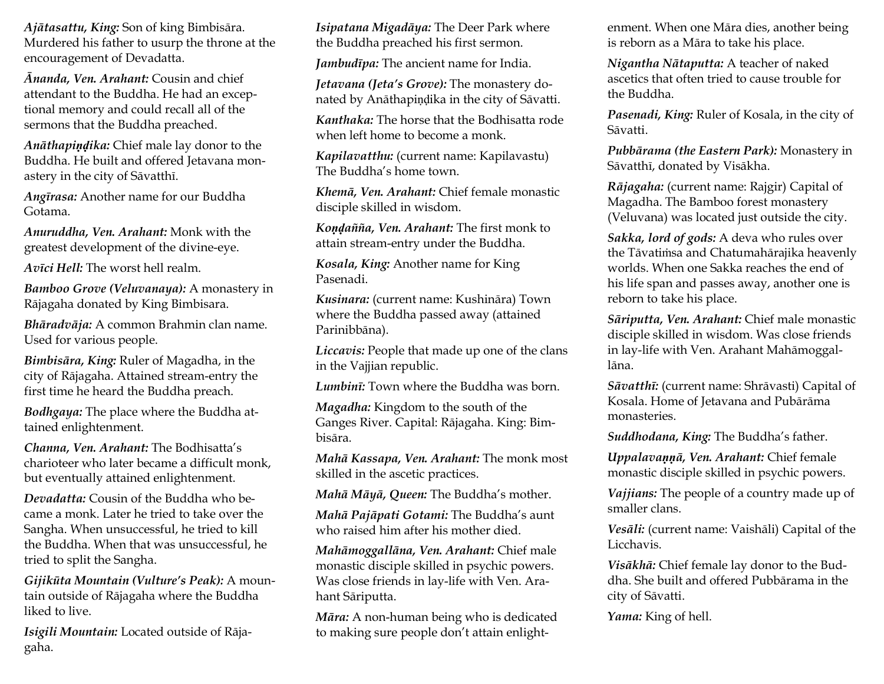***Ajātasattu, King:*** Son of king Bimbisāra. Murdered his father to usurp the throne at the encouragement of Devadatta.

***Ānanda, Ven. Arahant:*** Cousin and chief attendant to the Buddha. He had an exceptional memory and could recall all of the sermons that the Buddha preached.

***Anāthapiṇḍika:*** Chief male lay donor to the Buddha. He built and offered Jetavana monastery in the city of Sāvatthī.

***Angīrasa:*** Another name for our Buddha Gotama.

***Anuruddha, Ven. Arahant:*** Monk with the greatest development of the divine-eye.

***Avīci Hell:*** The worst hell realm.

***Bamboo Grove (Veluvanaya):*** A monastery in Rājagaha donated by King Bimbisara.

***Bhāradvāja:*** A common Brahmin clan name. Used for various people.

***Bimbisāra, King:*** Ruler of Magadha, in the city of Rājagaha. Attained stream-entry the first time he heard the Buddha preach.

***Bodhgaya:*** The place where the Buddha attained enlightenment.

***Channa, Ven. Arahant:*** The Bodhisatta's charioteer who later became a difficult monk, but eventually attained enlightenment.

***Devadatta:*** Cousin of the Buddha who became a monk. Later he tried to take over the Sangha. When unsuccessful, he tried to kill the Buddha. When that was unsuccessful, he tried to split the Sangha.

***Gijikūta Mountain (Vulture's Peak):*** A mountain outside of Rājagaha where the Buddha liked to live.

***Isigili Mountain:*** Located outside of Rājagaha.

***Isipatana Migadāya:*** The Deer Park where the Buddha preached his first sermon.

***Jambudīpa:*** The ancient name for India.

***Jetavana (Jeta's Grove):*** The monastery donated by Anāthapiṇḍika in the city of Sāvatti.

***Kanthaka:*** The horse that the Bodhisatta rode when left home to become a monk.

***Kapilavatthu:*** (current name: Kapilavastu) The Buddha's home town.

***Khemā, Ven. Arahant:*** Chief female monastic disciple skilled in wisdom.

***Koṇḍañña, Ven. Arahant:*** The first monk to attain stream-entry under the Buddha.

***Kosala, King:*** Another name for King Pasenadi.

***Kusinara:*** (current name: Kushināra) Town where the Buddha passed away (attained Parinibbāna).

***Liccavis:*** People that made up one of the clans in the Vajjian republic.

***Lumbinī:*** Town where the Buddha was born.

***Magadha:*** Kingdom to the south of the Ganges River. Capital: Rājagaha. King: Bimbisāra.

***Mahā Kassapa, Ven. Arahant:*** The monk most skilled in the ascetic practices.

***Mahā Māyā, Queen:*** The Buddha's mother.

***Mahā Pajāpati Gotami:*** The Buddha's aunt who raised him after his mother died.

***Mahāmoggallāna, Ven. Arahant:*** Chief male monastic disciple skilled in psychic powers. Was close friends in lay-life with Ven. Arahant Sāriputta.

***Māra:*** A non-human being who is dedicated to making sure people don't attain enlightenment. When one Māra dies, another being is reborn as a Māra to take his place.

***Nigantha Nātaputta:*** A teacher of naked ascetics that often tried to cause trouble for the Buddha.

***Pasenadi, King:*** Ruler of Kosala, in the city of Sāvatti.

***Pubbārama (the Eastern Park):*** Monastery in Sāvatthī, donated by Visākha.

***Rājagaha:*** (current name: Rajgir) Capital of Magadha. The Bamboo forest monastery (Veluvana) was located just outside the city.

***Sakka, lord of gods:*** A deva who rules over the Tāvatiṁsa and Chatumahārajika heavenly worlds. When one Sakka reaches the end of his life span and passes away, another one is reborn to take his place.

***Sāriputta, Ven. Arahant:*** Chief male monastic disciple skilled in wisdom. Was close friends in lay-life with Ven. Arahant Mahāmoggallāna.

***Sāvatthī:*** (current name: Shrāvasti) Capital of Kosala. Home of Jetavana and Pubārāma monasteries.

***Suddhodana, King:*** The Buddha's father.

***Uppalavaṇṇā, Ven. Arahant:*** Chief female monastic disciple skilled in psychic powers.

***Vajjians:*** The people of a country made up of smaller clans.

***Vesāli:*** (current name: Vaishāli) Capital of the Licchavis.

***Visākhā:*** Chief female lay donor to the Buddha. She built and offered Pubbārama in the city of Sāvatti.

***Yama:*** King of hell.